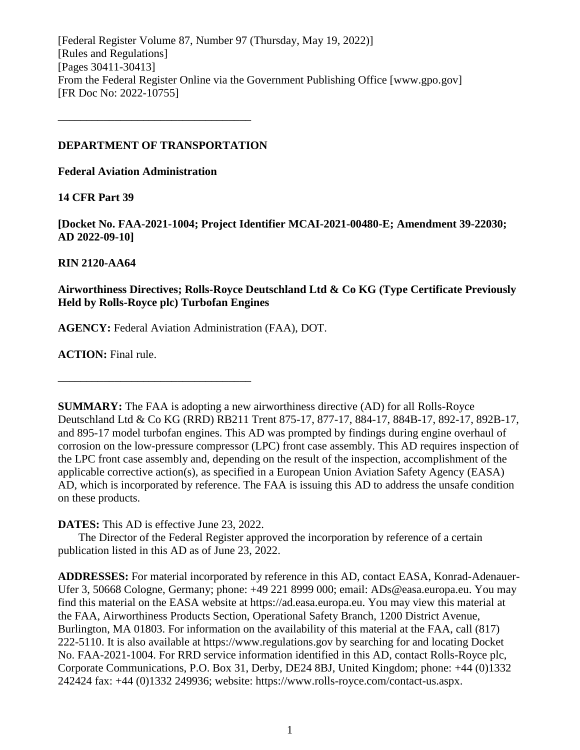[Federal Register Volume 87, Number 97 (Thursday, May 19, 2022)]
[Rules and Regulations]
[Pages 30411-30413]
From the Federal Register Online via the Government Publishing Office [www.gpo.gov]
[FR Doc No: 2022-10755]

---

**DEPARTMENT OF TRANSPORTATION**

**Federal Aviation Administration**

**14 CFR Part 39**

**[Docket No. FAA-2021-1004; Project Identifier MCAI-2021-00480-E; Amendment 39-22030; AD 2022-09-10]**

**RIN 2120-AA64**

**Airworthiness Directives; Rolls-Royce Deutschland Ltd & Co KG (Type Certificate Previously Held by Rolls-Royce plc) Turbofan Engines**

**AGENCY:** Federal Aviation Administration (FAA), DOT.

**ACTION:** Final rule.

---

**SUMMARY:** The FAA is adopting a new airworthiness directive (AD) for all Rolls-Royce Deutschland Ltd & Co KG (RRD) RB211 Trent 875-17, 877-17, 884-17, 884B-17, 892-17, 892B-17, and 895-17 model turbofan engines. This AD was prompted by findings during engine overhaul of corrosion on the low-pressure compressor (LPC) front case assembly. This AD requires inspection of the LPC front case assembly and, depending on the result of the inspection, accomplishment of the applicable corrective action(s), as specified in a European Union Aviation Safety Agency (EASA) AD, which is incorporated by reference. The FAA is issuing this AD to address the unsafe condition on these products.

**DATES:** This AD is effective June 23, 2022.

The Director of the Federal Register approved the incorporation by reference of a certain publication listed in this AD as of June 23, 2022.

**ADDRESSES:** For material incorporated by reference in this AD, contact EASA, Konrad-Adenauer-Ufer 3, 50668 Cologne, Germany; phone: +49 221 8999 000; email: ADs@easa.europa.eu. You may find this material on the EASA website at https://ad.easa.europa.eu. You may view this material at the FAA, Airworthiness Products Section, Operational Safety Branch, 1200 District Avenue, Burlington, MA 01803. For information on the availability of this material at the FAA, call (817) 222-5110. It is also available at https://www.regulations.gov by searching for and locating Docket No. FAA-2021-1004. For RRD service information identified in this AD, contact Rolls-Royce plc, Corporate Communications, P.O. Box 31, Derby, DE24 8BJ, United Kingdom; phone: +44 (0)1332 242424 fax: +44 (0)1332 249936; website: https://www.rolls-royce.com/contact-us.aspx.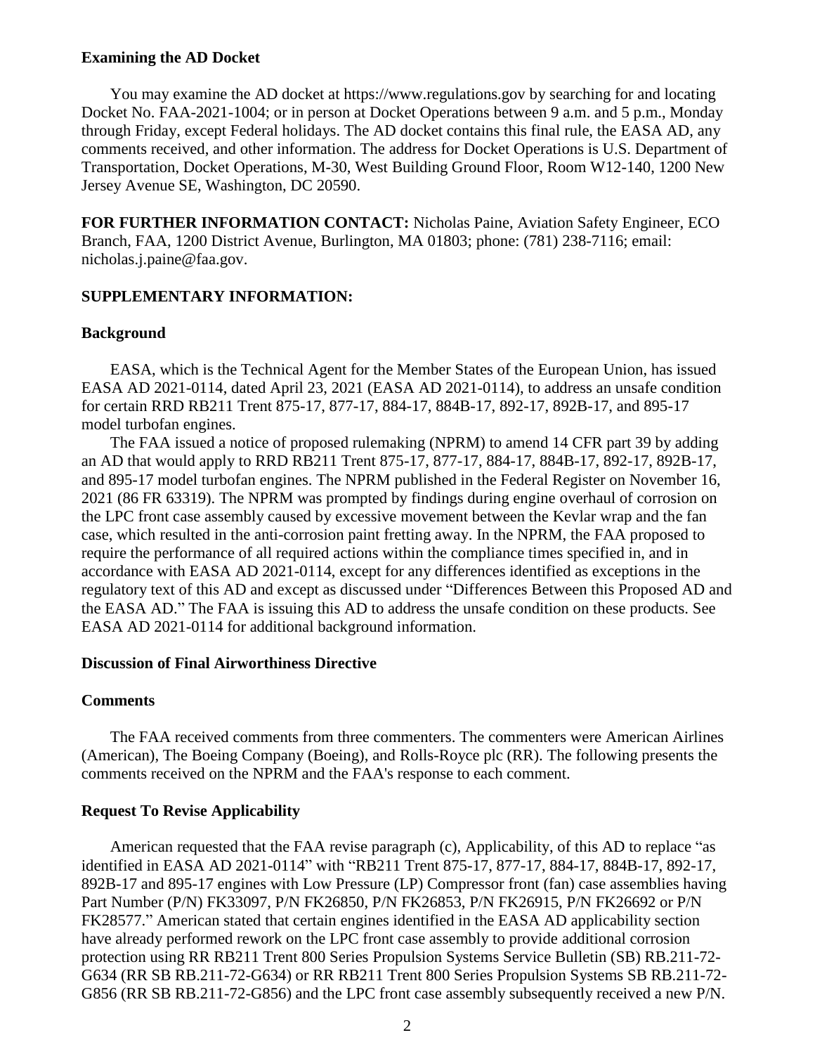**Examining the AD Docket**

You may examine the AD docket at https://www.regulations.gov by searching for and locating Docket No. FAA-2021-1004; or in person at Docket Operations between 9 a.m. and 5 p.m., Monday through Friday, except Federal holidays. The AD docket contains this final rule, the EASA AD, any comments received, and other information. The address for Docket Operations is U.S. Department of Transportation, Docket Operations, M-30, West Building Ground Floor, Room W12-140, 1200 New Jersey Avenue SE, Washington, DC 20590.

**FOR FURTHER INFORMATION CONTACT:** Nicholas Paine, Aviation Safety Engineer, ECO Branch, FAA, 1200 District Avenue, Burlington, MA 01803; phone: (781) 238-7116; email: nicholas.j.paine@faa.gov.

**SUPPLEMENTARY INFORMATION:**

**Background**

EASA, which is the Technical Agent for the Member States of the European Union, has issued EASA AD 2021-0114, dated April 23, 2021 (EASA AD 2021-0114), to address an unsafe condition for certain RRD RB211 Trent 875-17, 877-17, 884-17, 884B-17, 892-17, 892B-17, and 895-17 model turbofan engines.

The FAA issued a notice of proposed rulemaking (NPRM) to amend 14 CFR part 39 by adding an AD that would apply to RRD RB211 Trent 875-17, 877-17, 884-17, 884B-17, 892-17, 892B-17, and 895-17 model turbofan engines. The NPRM published in the Federal Register on November 16, 2021 (86 FR 63319). The NPRM was prompted by findings during engine overhaul of corrosion on the LPC front case assembly caused by excessive movement between the Kevlar wrap and the fan case, which resulted in the anti-corrosion paint fretting away. In the NPRM, the FAA proposed to require the performance of all required actions within the compliance times specified in, and in accordance with EASA AD 2021-0114, except for any differences identified as exceptions in the regulatory text of this AD and except as discussed under "Differences Between this Proposed AD and the EASA AD." The FAA is issuing this AD to address the unsafe condition on these products. See EASA AD 2021-0114 for additional background information.

**Discussion of Final Airworthiness Directive**

**Comments**

The FAA received comments from three commenters. The commenters were American Airlines (American), The Boeing Company (Boeing), and Rolls-Royce plc (RR). The following presents the comments received on the NPRM and the FAA's response to each comment.

**Request To Revise Applicability**

American requested that the FAA revise paragraph (c), Applicability, of this AD to replace "as identified in EASA AD 2021-0114" with "RB211 Trent 875-17, 877-17, 884-17, 884B-17, 892-17, 892B-17 and 895-17 engines with Low Pressure (LP) Compressor front (fan) case assemblies having Part Number (P/N) FK33097, P/N FK26850, P/N FK26853, P/N FK26915, P/N FK26692 or P/N FK28577." American stated that certain engines identified in the EASA AD applicability section have already performed rework on the LPC front case assembly to provide additional corrosion protection using RR RB211 Trent 800 Series Propulsion Systems Service Bulletin (SB) RB.211-72-G634 (RR SB RB.211-72-G634) or RR RB211 Trent 800 Series Propulsion Systems SB RB.211-72-G856 (RR SB RB.211-72-G856) and the LPC front case assembly subsequently received a new P/N.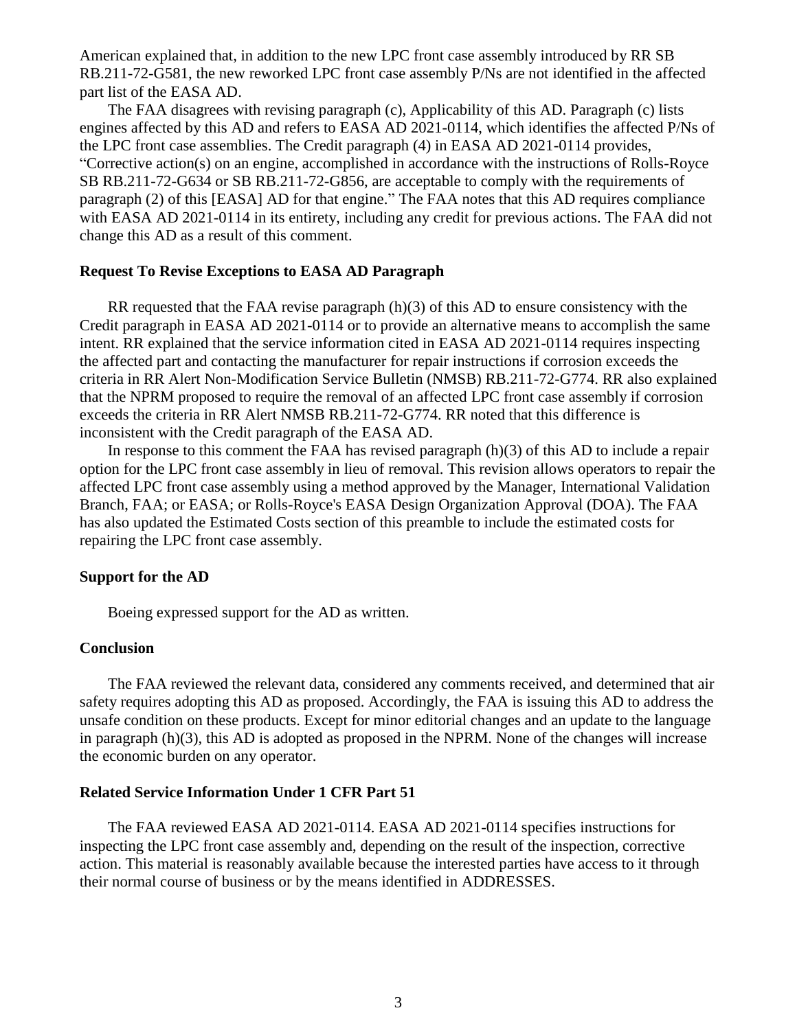American explained that, in addition to the new LPC front case assembly introduced by RR SB RB.211-72-G581, the new reworked LPC front case assembly P/Ns are not identified in the affected part list of the EASA AD.

The FAA disagrees with revising paragraph (c), Applicability of this AD. Paragraph (c) lists engines affected by this AD and refers to EASA AD 2021-0114, which identifies the affected P/Ns of the LPC front case assemblies. The Credit paragraph (4) in EASA AD 2021-0114 provides, "Corrective action(s) on an engine, accomplished in accordance with the instructions of Rolls-Royce SB RB.211-72-G634 or SB RB.211-72-G856, are acceptable to comply with the requirements of paragraph (2) of this [EASA] AD for that engine." The FAA notes that this AD requires compliance with EASA AD 2021-0114 in its entirety, including any credit for previous actions. The FAA did not change this AD as a result of this comment.

**Request To Revise Exceptions to EASA AD Paragraph**

RR requested that the FAA revise paragraph (h)(3) of this AD to ensure consistency with the Credit paragraph in EASA AD 2021-0114 or to provide an alternative means to accomplish the same intent. RR explained that the service information cited in EASA AD 2021-0114 requires inspecting the affected part and contacting the manufacturer for repair instructions if corrosion exceeds the criteria in RR Alert Non-Modification Service Bulletin (NMSB) RB.211-72-G774. RR also explained that the NPRM proposed to require the removal of an affected LPC front case assembly if corrosion exceeds the criteria in RR Alert NMSB RB.211-72-G774. RR noted that this difference is inconsistent with the Credit paragraph of the EASA AD.

In response to this comment the FAA has revised paragraph (h)(3) of this AD to include a repair option for the LPC front case assembly in lieu of removal. This revision allows operators to repair the affected LPC front case assembly using a method approved by the Manager, International Validation Branch, FAA; or EASA; or Rolls-Royce's EASA Design Organization Approval (DOA). The FAA has also updated the Estimated Costs section of this preamble to include the estimated costs for repairing the LPC front case assembly.

**Support for the AD**

Boeing expressed support for the AD as written.

**Conclusion**

The FAA reviewed the relevant data, considered any comments received, and determined that air safety requires adopting this AD as proposed. Accordingly, the FAA is issuing this AD to address the unsafe condition on these products. Except for minor editorial changes and an update to the language in paragraph (h)(3), this AD is adopted as proposed in the NPRM. None of the changes will increase the economic burden on any operator.

**Related Service Information Under 1 CFR Part 51**

The FAA reviewed EASA AD 2021-0114. EASA AD 2021-0114 specifies instructions for inspecting the LPC front case assembly and, depending on the result of the inspection, corrective action. This material is reasonably available because the interested parties have access to it through their normal course of business or by the means identified in ADDRESSES.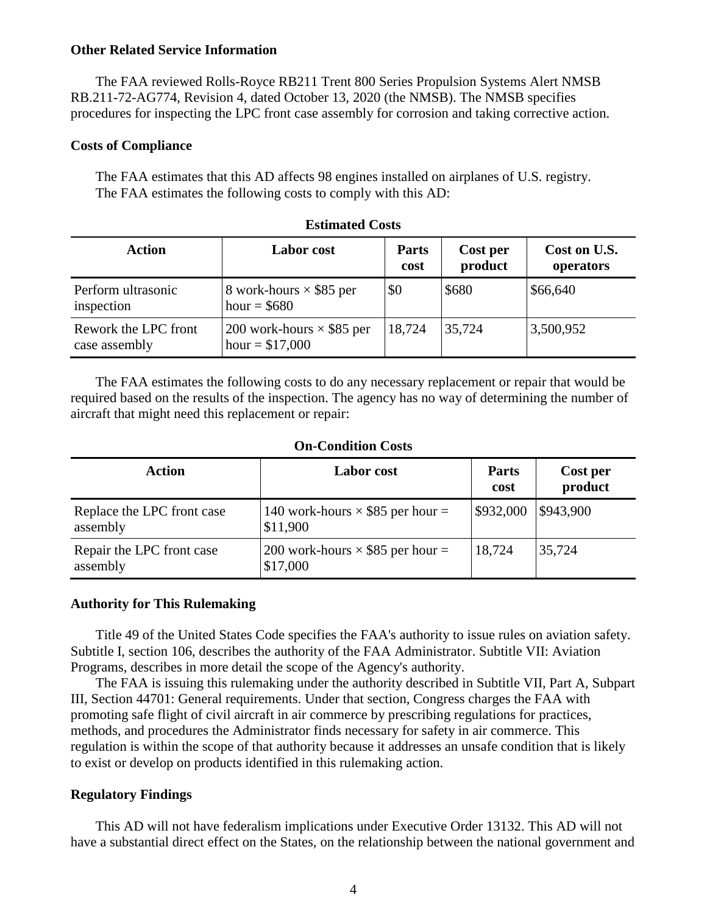### Other Related Service Information

The FAA reviewed Rolls-Royce RB211 Trent 800 Series Propulsion Systems Alert NMSB RB.211-72-AG774, Revision 4, dated October 13, 2020 (the NMSB). The NMSB specifies procedures for inspecting the LPC front case assembly for corrosion and taking corrective action.

### Costs of Compliance

The FAA estimates that this AD affects 98 engines installed on airplanes of U.S. registry. The FAA estimates the following costs to comply with this AD:

**Estimated Costs**

| Action | Labor cost | Parts cost | Cost per product | Cost on U.S. operators |
|---|---|---|---|---|
| Perform ultrasonic inspection | 8 work-hours × $85 per hour = $680 | $0 | $680 | $66,640 |
| Rework the LPC front case assembly | 200 work-hours × $85 per hour = $17,000 | 18,724 | 35,724 | 3,500,952 |

The FAA estimates the following costs to do any necessary replacement or repair that would be required based on the results of the inspection. The agency has no way of determining the number of aircraft that might need this replacement or repair:

**On-Condition Costs**

| Action | Labor cost | Parts cost | Cost per product |
|---|---|---|---|
| Replace the LPC front case assembly | 140 work-hours × $85 per hour = $11,900 | $932,000 | $943,900 |
| Repair the LPC front case assembly | 200 work-hours × $85 per hour = $17,000 | 18,724 | 35,724 |

### Authority for This Rulemaking

Title 49 of the United States Code specifies the FAA's authority to issue rules on aviation safety. Subtitle I, section 106, describes the authority of the FAA Administrator. Subtitle VII: Aviation Programs, describes in more detail the scope of the Agency's authority.

The FAA is issuing this rulemaking under the authority described in Subtitle VII, Part A, Subpart III, Section 44701: General requirements. Under that section, Congress charges the FAA with promoting safe flight of civil aircraft in air commerce by prescribing regulations for practices, methods, and procedures the Administrator finds necessary for safety in air commerce. This regulation is within the scope of that authority because it addresses an unsafe condition that is likely to exist or develop on products identified in this rulemaking action.

### Regulatory Findings

This AD will not have federalism implications under Executive Order 13132. This AD will not have a substantial direct effect on the States, on the relationship between the national government and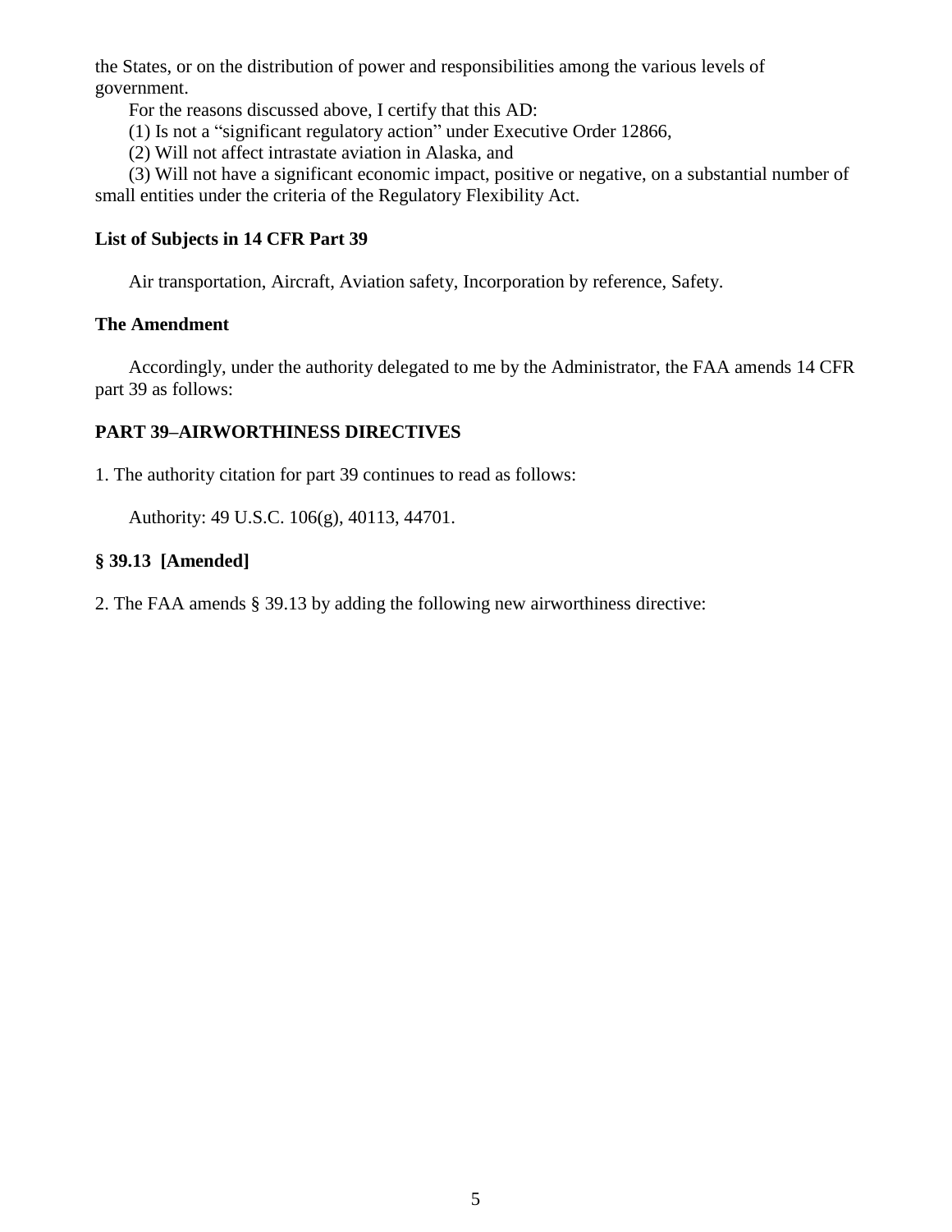the States, or on the distribution of power and responsibilities among the various levels of government.

For the reasons discussed above, I certify that this AD:

(1) Is not a "significant regulatory action" under Executive Order 12866,

(2) Will not affect intrastate aviation in Alaska, and

(3) Will not have a significant economic impact, positive or negative, on a substantial number of small entities under the criteria of the Regulatory Flexibility Act.

### List of Subjects in 14 CFR Part 39

Air transportation, Aircraft, Aviation safety, Incorporation by reference, Safety.

### The Amendment

Accordingly, under the authority delegated to me by the Administrator, the FAA amends 14 CFR part 39 as follows:

### PART 39–AIRWORTHINESS DIRECTIVES

1. The authority citation for part 39 continues to read as follows:

Authority: 49 U.S.C. 106(g), 40113, 44701.

### § 39.13 [Amended]

2. The FAA amends § 39.13 by adding the following new airworthiness directive: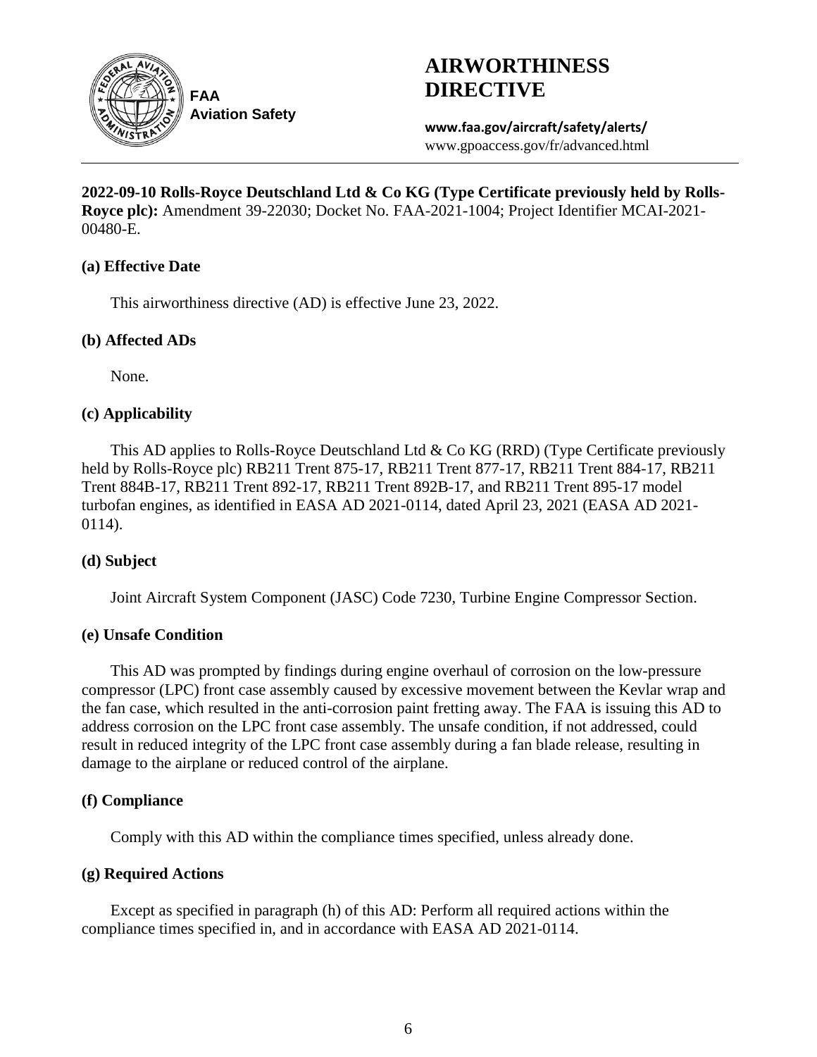**FAA Aviation Safety**

# AIRWORTHINESS DIRECTIVE

**www.faa.gov/aircraft/safety/alerts/**
www.gpoaccess.gov/fr/advanced.html

**2022-09-10 Rolls-Royce Deutschland Ltd & Co KG (Type Certificate previously held by Rolls-Royce plc):** Amendment 39-22030; Docket No. FAA-2021-1004; Project Identifier MCAI-2021-00480-E.

### (a) Effective Date

This airworthiness directive (AD) is effective June 23, 2022.

### (b) Affected ADs

None.

### (c) Applicability

This AD applies to Rolls-Royce Deutschland Ltd & Co KG (RRD) (Type Certificate previously held by Rolls-Royce plc) RB211 Trent 875-17, RB211 Trent 877-17, RB211 Trent 884-17, RB211 Trent 884B-17, RB211 Trent 892-17, RB211 Trent 892B-17, and RB211 Trent 895-17 model turbofan engines, as identified in EASA AD 2021-0114, dated April 23, 2021 (EASA AD 2021-0114).

### (d) Subject

Joint Aircraft System Component (JASC) Code 7230, Turbine Engine Compressor Section.

### (e) Unsafe Condition

This AD was prompted by findings during engine overhaul of corrosion on the low-pressure compressor (LPC) front case assembly caused by excessive movement between the Kevlar wrap and the fan case, which resulted in the anti-corrosion paint fretting away. The FAA is issuing this AD to address corrosion on the LPC front case assembly. The unsafe condition, if not addressed, could result in reduced integrity of the LPC front case assembly during a fan blade release, resulting in damage to the airplane or reduced control of the airplane.

### (f) Compliance

Comply with this AD within the compliance times specified, unless already done.

### (g) Required Actions

Except as specified in paragraph (h) of this AD: Perform all required actions within the compliance times specified in, and in accordance with EASA AD 2021-0114.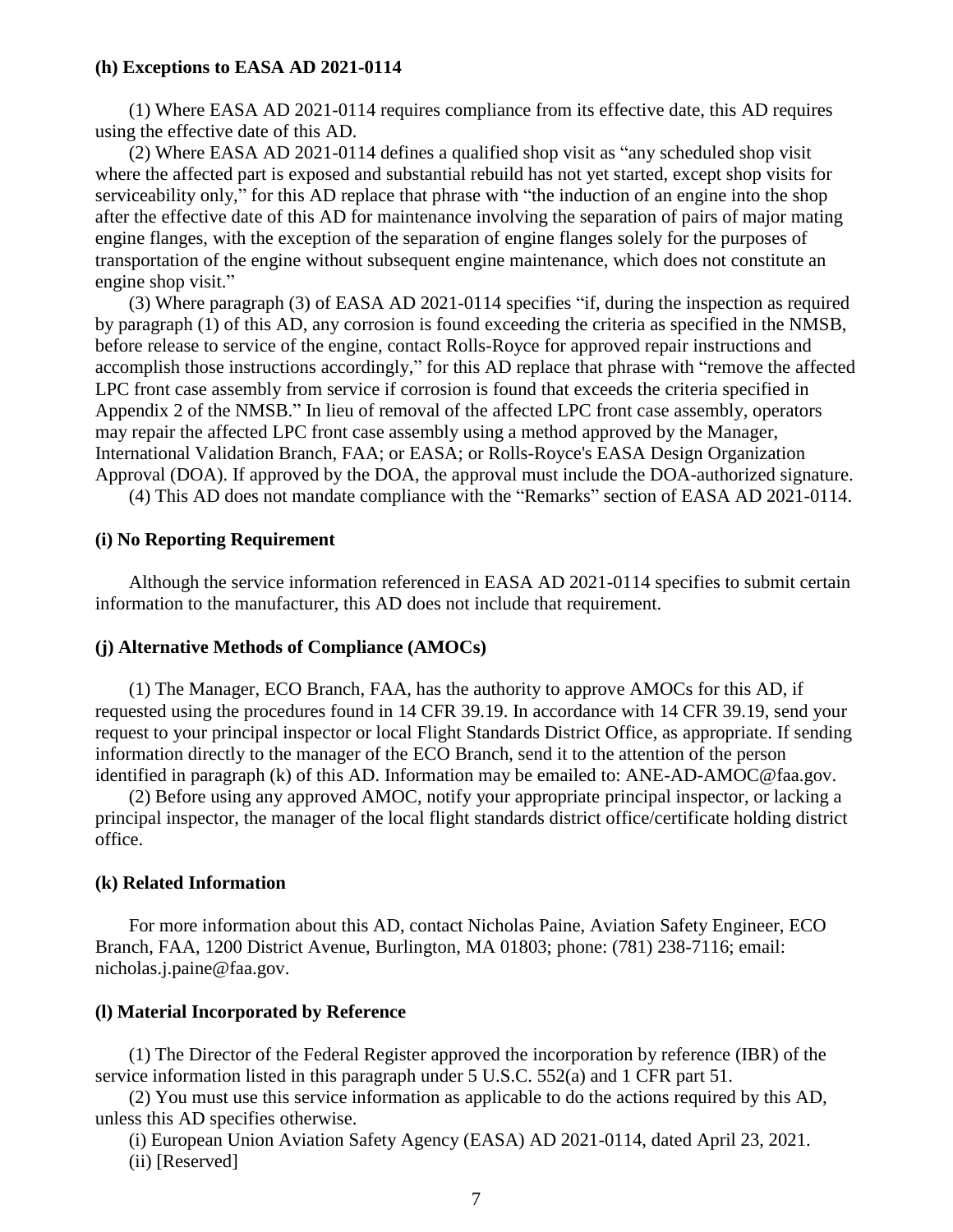**(h) Exceptions to EASA AD 2021-0114**

(1) Where EASA AD 2021-0114 requires compliance from its effective date, this AD requires using the effective date of this AD.

(2) Where EASA AD 2021-0114 defines a qualified shop visit as "any scheduled shop visit where the affected part is exposed and substantial rebuild has not yet started, except shop visits for serviceability only," for this AD replace that phrase with "the induction of an engine into the shop after the effective date of this AD for maintenance involving the separation of pairs of major mating engine flanges, with the exception of the separation of engine flanges solely for the purposes of transportation of the engine without subsequent engine maintenance, which does not constitute an engine shop visit."

(3) Where paragraph (3) of EASA AD 2021-0114 specifies "if, during the inspection as required by paragraph (1) of this AD, any corrosion is found exceeding the criteria as specified in the NMSB, before release to service of the engine, contact Rolls-Royce for approved repair instructions and accomplish those instructions accordingly," for this AD replace that phrase with "remove the affected LPC front case assembly from service if corrosion is found that exceeds the criteria specified in Appendix 2 of the NMSB." In lieu of removal of the affected LPC front case assembly, operators may repair the affected LPC front case assembly using a method approved by the Manager, International Validation Branch, FAA; or EASA; or Rolls-Royce's EASA Design Organization Approval (DOA). If approved by the DOA, the approval must include the DOA-authorized signature.

(4) This AD does not mandate compliance with the "Remarks" section of EASA AD 2021-0114.

**(i) No Reporting Requirement**

Although the service information referenced in EASA AD 2021-0114 specifies to submit certain information to the manufacturer, this AD does not include that requirement.

**(j) Alternative Methods of Compliance (AMOCs)**

(1) The Manager, ECO Branch, FAA, has the authority to approve AMOCs for this AD, if requested using the procedures found in 14 CFR 39.19. In accordance with 14 CFR 39.19, send your request to your principal inspector or local Flight Standards District Office, as appropriate. If sending information directly to the manager of the ECO Branch, send it to the attention of the person identified in paragraph (k) of this AD. Information may be emailed to: ANE-AD-AMOC@faa.gov.

(2) Before using any approved AMOC, notify your appropriate principal inspector, or lacking a principal inspector, the manager of the local flight standards district office/certificate holding district office.

**(k) Related Information**

For more information about this AD, contact Nicholas Paine, Aviation Safety Engineer, ECO Branch, FAA, 1200 District Avenue, Burlington, MA 01803; phone: (781) 238-7116; email: nicholas.j.paine@faa.gov.

**(l) Material Incorporated by Reference**

(1) The Director of the Federal Register approved the incorporation by reference (IBR) of the service information listed in this paragraph under 5 U.S.C. 552(a) and 1 CFR part 51.

(2) You must use this service information as applicable to do the actions required by this AD, unless this AD specifies otherwise.

(i) European Union Aviation Safety Agency (EASA) AD 2021-0114, dated April 23, 2021.

(ii) [Reserved]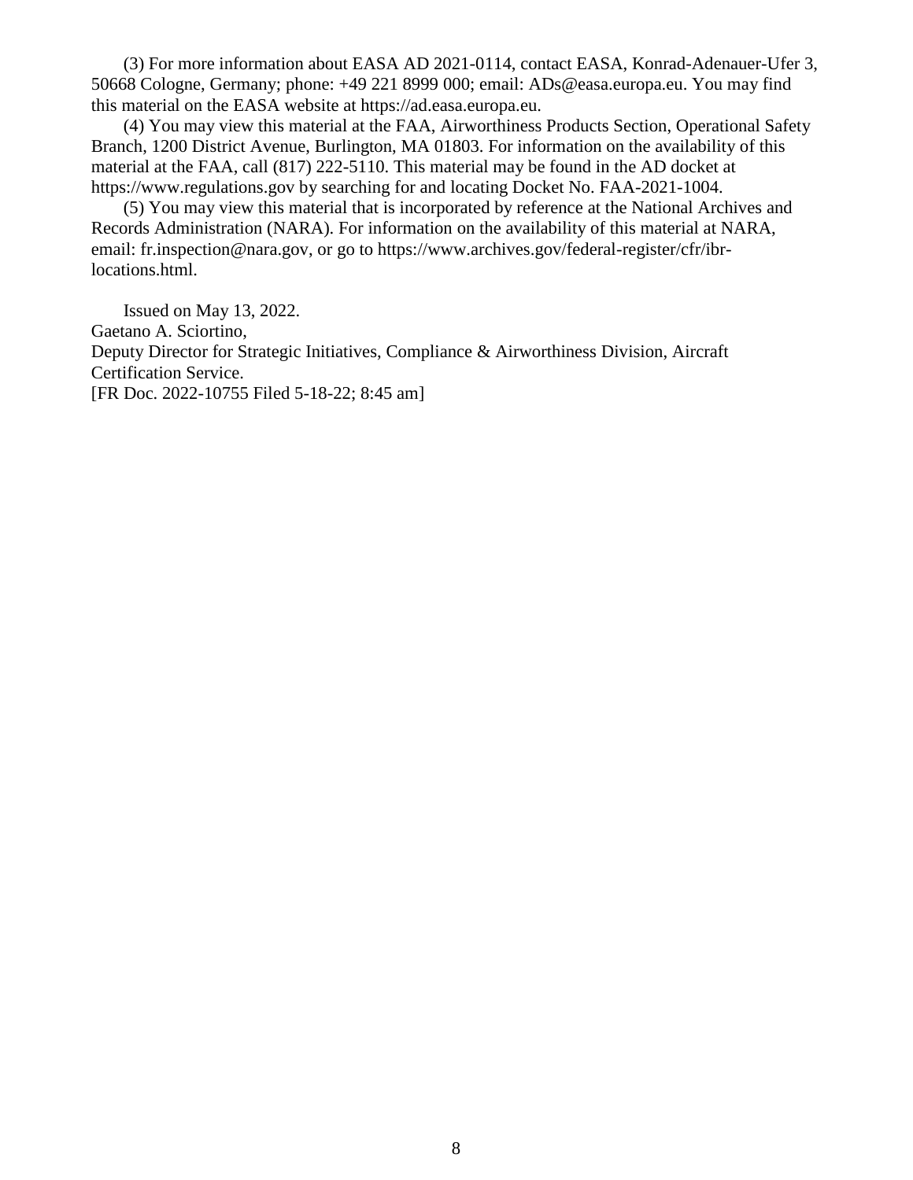(3) For more information about EASA AD 2021-0114, contact EASA, Konrad-Adenauer-Ufer 3, 50668 Cologne, Germany; phone: +49 221 8999 000; email: ADs@easa.europa.eu. You may find this material on the EASA website at https://ad.easa.europa.eu.

(4) You may view this material at the FAA, Airworthiness Products Section, Operational Safety Branch, 1200 District Avenue, Burlington, MA 01803. For information on the availability of this material at the FAA, call (817) 222-5110. This material may be found in the AD docket at https://www.regulations.gov by searching for and locating Docket No. FAA-2021-1004.

(5) You may view this material that is incorporated by reference at the National Archives and Records Administration (NARA). For information on the availability of this material at NARA, email: fr.inspection@nara.gov, or go to https://www.archives.gov/federal-register/cfr/ibr-locations.html.

Issued on May 13, 2022.
Gaetano A. Sciortino,
Deputy Director for Strategic Initiatives, Compliance & Airworthiness Division, Aircraft Certification Service.
[FR Doc. 2022-10755 Filed 5-18-22; 8:45 am]